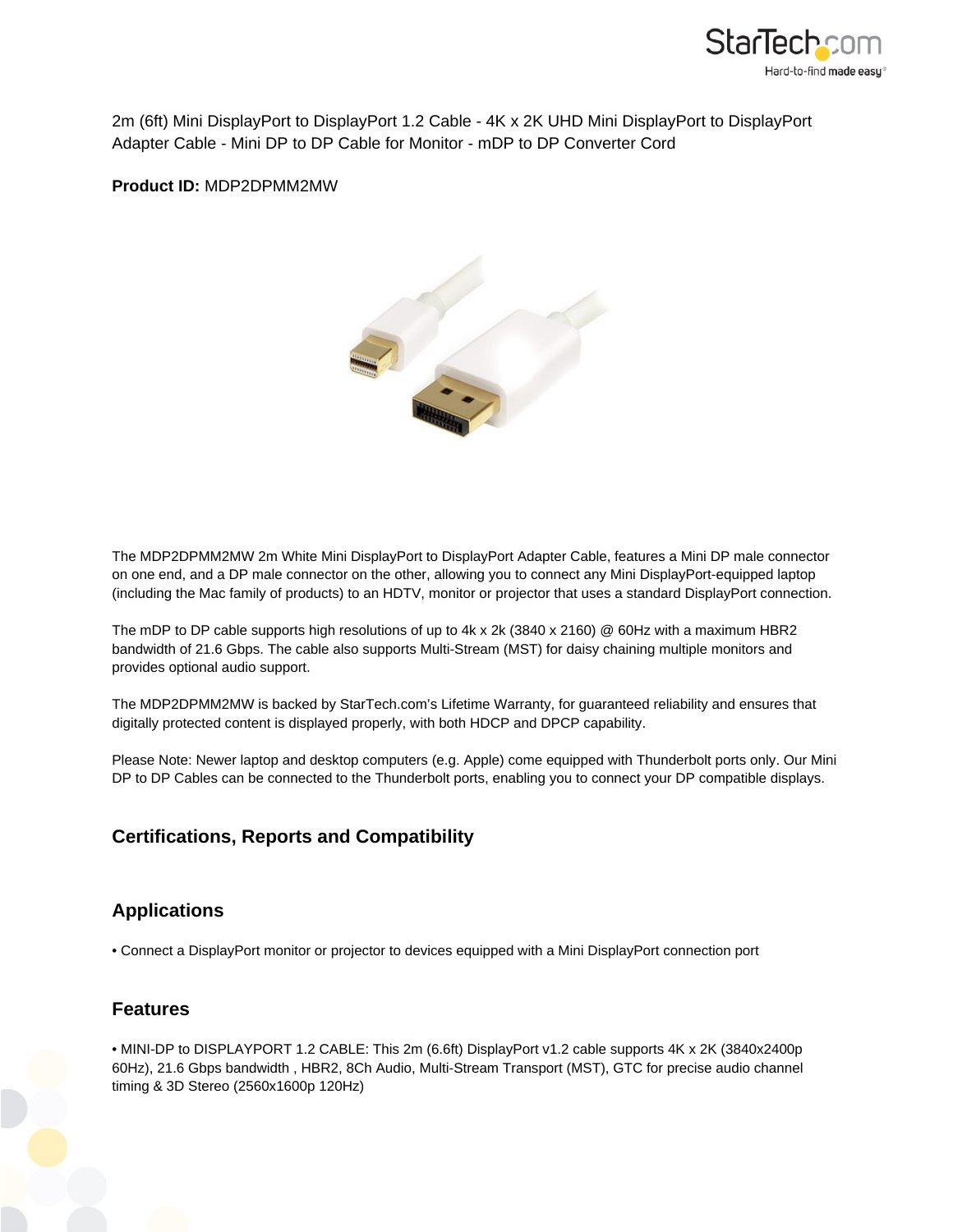2m (6ft) Mini DisplayPort to DisplayPort 1.2 Cable - 4K x 2K UHD Mini DisplayPort to DisplayPort Adapter Cable - Mini DP to DP Cable for Monitor - mDP to DP Converter Cord

**Product ID:** MDP2DPMM2MW

The MDP2DPMM2MW 2m White Mini DisplayPort to DisplayPort Adapter Cable, features a Mini DP male connector on one end, and a DP male connector on the other, allowing you to connect any Mini DisplayPort-equipped laptop (including the Mac family of products) to an HDTV, monitor or projector that uses a standard DisplayPort connection.

The mDP to DP cable supports high resolutions of up to 4k x 2k (3840 x 2160) @ 60Hz with a maximum HBR2 bandwidth of 21.6 Gbps. The cable also supports Multi-Stream (MST) for daisy chaining multiple monitors and provides optional audio support.

The MDP2DPMM2MW is backed by StarTech.com's Lifetime Warranty, for guaranteed reliability and ensures that digitally protected content is displayed properly, with both HDCP and DPCP capability.

Please Note: Newer laptop and desktop computers (e.g. Apple) come equipped with Thunderbolt ports only. Our Mini DP to DP Cables can be connected to the Thunderbolt ports, enabling you to connect your DP compatible displays.

## Certifications, Reports and Compatibility

## Applications

- Connect a DisplayPort monitor or projector to devices equipped with a Mini DisplayPort connection port

## Features

- MINI-DP to DISPLAYPORT 1.2 CABLE: This 2m (6.6ft) DisplayPort v1.2 cable supports 4K x 2K (3840x2400p 60Hz), 21.6 Gbps bandwidth , HBR2, 8Ch Audio, Multi-Stream Transport (MST), GTC for precise audio channel timing & 3D Stereo (2560x1600p 120Hz)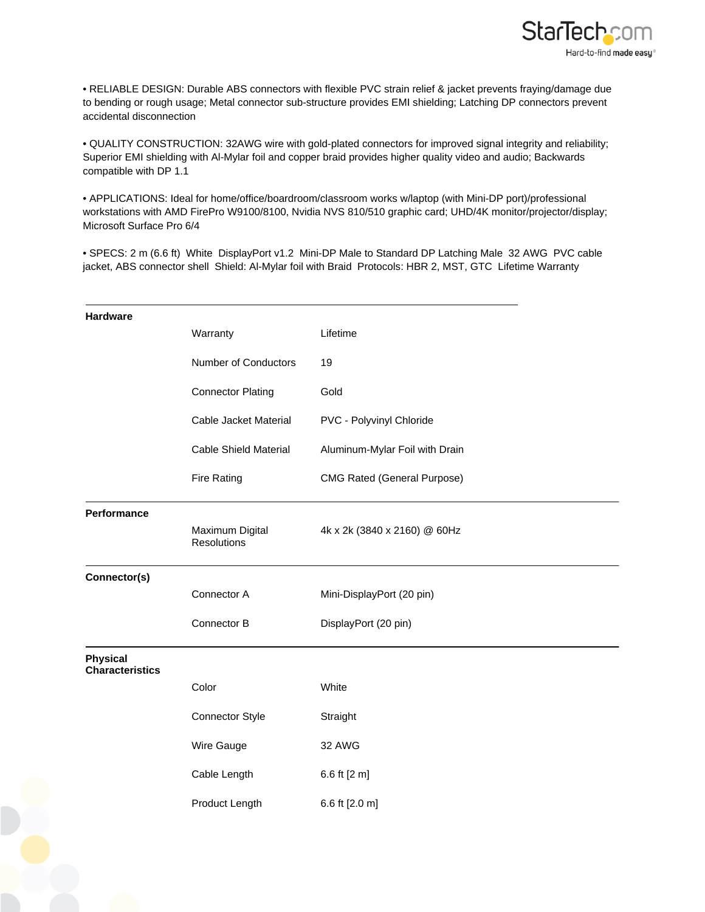• RELIABLE DESIGN: Durable ABS connectors with flexible PVC strain relief & jacket prevents fraying/damage due to bending or rough usage; Metal connector sub-structure provides EMI shielding; Latching DP connectors prevent accidental disconnection

• QUALITY CONSTRUCTION: 32AWG wire with gold-plated connectors for improved signal integrity and reliability; Superior EMI shielding with Al-Mylar foil and copper braid provides higher quality video and audio; Backwards compatible with DP 1.1

• APPLICATIONS: Ideal for home/office/boardroom/classroom works w/laptop (with Mini-DP port)/professional workstations with AMD FirePro W9100/8100, Nvidia NVS 810/510 graphic card; UHD/4K monitor/projector/display; Microsoft Surface Pro 6/4

• SPECS: 2 m (6.6 ft) White DisplayPort v1.2 Mini-DP Male to Standard DP Latching Male 32 AWG PVC cable jacket, ABS connector shell Shield: Al-Mylar foil with Braid Protocols: HBR 2, MST, GTC Lifetime Warranty

| | | |
|---|---|---|
| **Hardware** | Warranty | Lifetime |
| | Number of Conductors | 19 |
| | Connector Plating | Gold |
| | Cable Jacket Material | PVC - Polyvinyl Chloride |
| | Cable Shield Material | Aluminum-Mylar Foil with Drain |
| | Fire Rating | CMG Rated (General Purpose) |
| **Performance** | Maximum Digital Resolutions | 4k x 2k (3840 x 2160) @ 60Hz |
| **Connector(s)** | Connector A | Mini-DisplayPort (20 pin) |
| | Connector B | DisplayPort (20 pin) |
| **Physical Characteristics** | Color | White |
| | Connector Style | Straight |
| | Wire Gauge | 32 AWG |
| | Cable Length | 6.6 ft [2 m] |
| | Product Length | 6.6 ft [2.0 m] |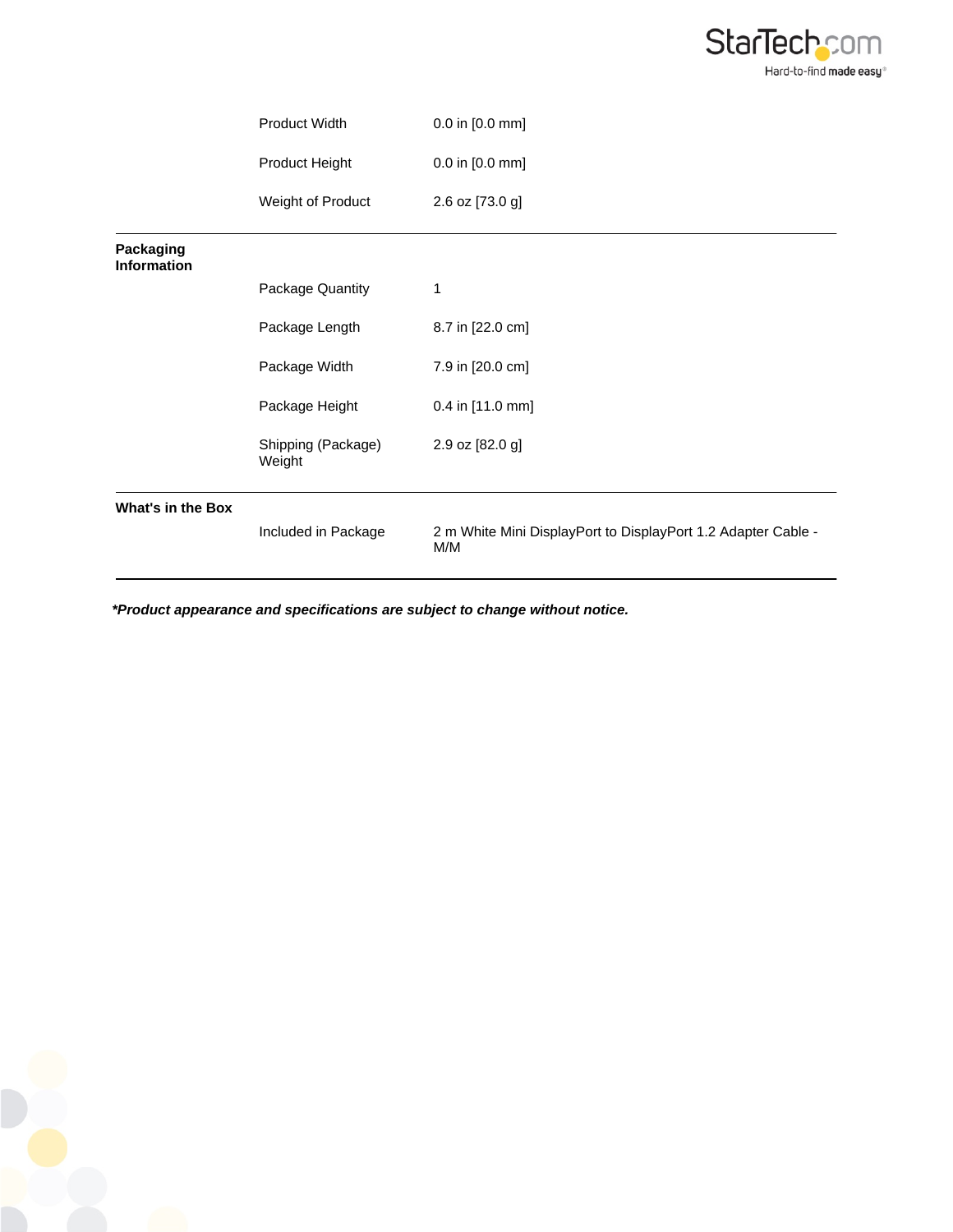| | | |
|---|---|---|
| | Product Width | 0.0 in [0.0 mm] |
| | Product Height | 0.0 in [0.0 mm] |
| | Weight of Product | 2.6 oz [73.0 g] |
| **Packaging Information** | | |
| | Package Quantity | 1 |
| | Package Length | 8.7 in [22.0 cm] |
| | Package Width | 7.9 in [20.0 cm] |
| | Package Height | 0.4 in [11.0 mm] |
| | Shipping (Package) Weight | 2.9 oz [82.0 g] |
| **What's in the Box** | | |
| | Included in Package | 2 m White Mini DisplayPort to DisplayPort 1.2 Adapter Cable - M/M |

***Product appearance and specifications are subject to change without notice.***